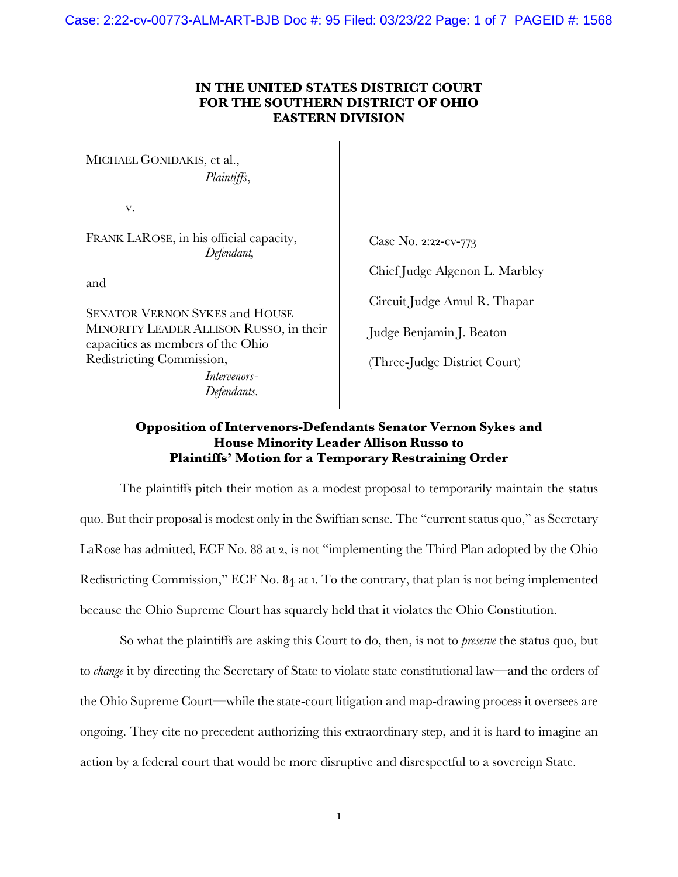**IN THE UNITED STATES DISTRICT COURT**
**FOR THE SOUTHERN DISTRICT OF OHIO**
**EASTERN DIVISION**

MICHAEL GONIDAKIS, et al.,
*Plaintiffs*,

v.

FRANK LAROSE, in his official capacity,
*Defendant,*

and

SENATOR VERNON SYKES and HOUSE MINORITY LEADER ALLISON RUSSO, in their capacities as members of the Ohio Redistricting Commission,
*Intervenors-Defendants.*

Case No. 2:22-cv-773

Chief Judge Algenon L. Marbley

Circuit Judge Amul R. Thapar

Judge Benjamin J. Beaton

(Three-Judge District Court)

**Opposition of Intervenors-Defendants Senator Vernon Sykes and House Minority Leader Allison Russo to Plaintiffs' Motion for a Temporary Restraining Order**

The plaintiffs pitch their motion as a modest proposal to temporarily maintain the status quo. But their proposal is modest only in the Swiftian sense. The "current status quo," as Secretary LaRose has admitted, ECF No. 88 at 2, is not "implementing the Third Plan adopted by the Ohio Redistricting Commission," ECF No. 84 at 1. To the contrary, that plan is not being implemented because the Ohio Supreme Court has squarely held that it violates the Ohio Constitution.

So what the plaintiffs are asking this Court to do, then, is not to *preserve* the status quo, but to *change* it by directing the Secretary of State to violate state constitutional law—and the orders of the Ohio Supreme Court—while the state-court litigation and map-drawing process it oversees are ongoing. They cite no precedent authorizing this extraordinary step, and it is hard to imagine an action by a federal court that would be more disruptive and disrespectful to a sovereign State.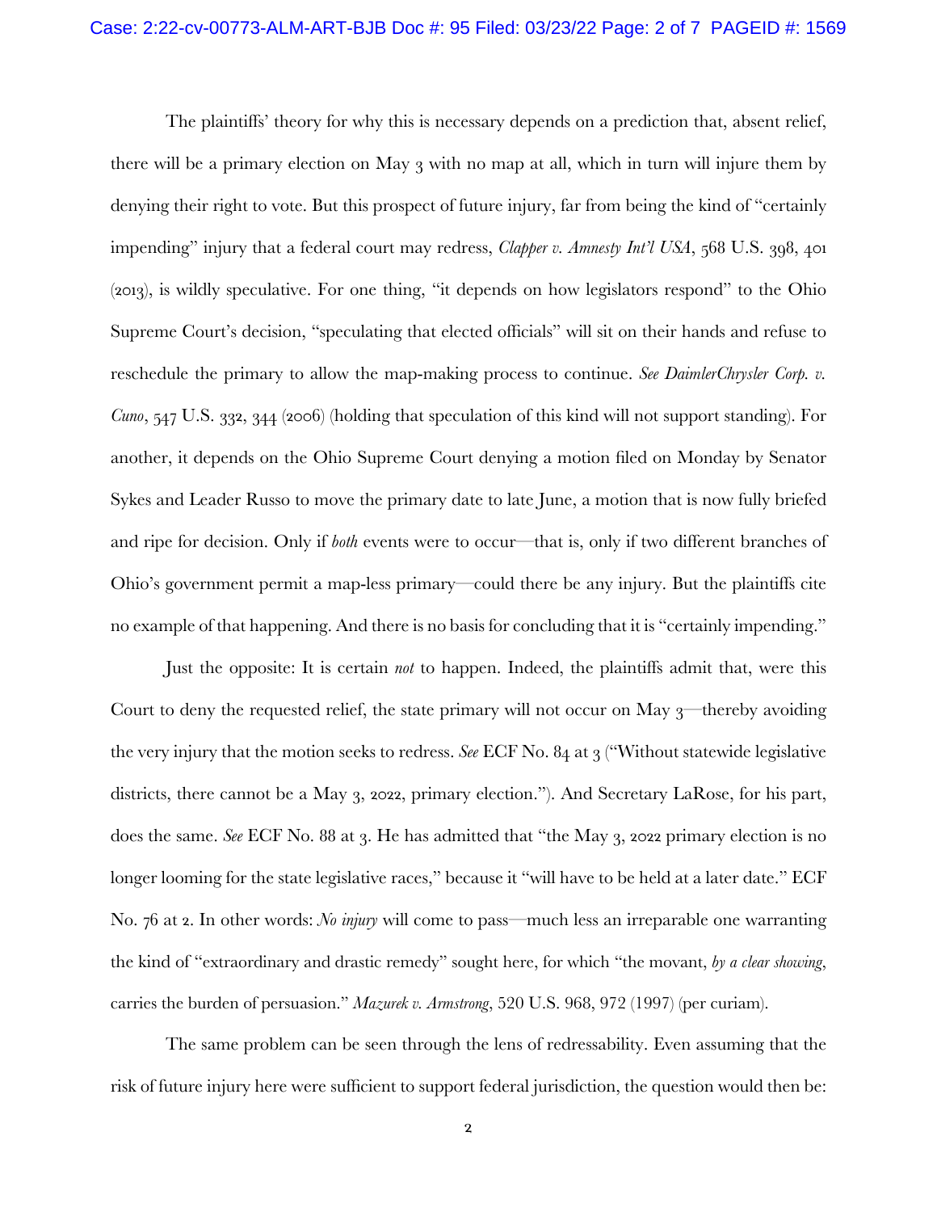The plaintiffs' theory for why this is necessary depends on a prediction that, absent relief, there will be a primary election on May 3 with no map at all, which in turn will injure them by denying their right to vote. But this prospect of future injury, far from being the kind of "certainly impending" injury that a federal court may redress, *Clapper v. Amnesty Int'l USA*, 568 U.S. 398, 401 (2013), is wildly speculative. For one thing, "it depends on how legislators respond" to the Ohio Supreme Court's decision, "speculating that elected officials" will sit on their hands and refuse to reschedule the primary to allow the map-making process to continue. *See DaimlerChrysler Corp. v. Cuno*, 547 U.S. 332, 344 (2006) (holding that speculation of this kind will not support standing). For another, it depends on the Ohio Supreme Court denying a motion filed on Monday by Senator Sykes and Leader Russo to move the primary date to late June, a motion that is now fully briefed and ripe for decision. Only if *both* events were to occur—that is, only if two different branches of Ohio's government permit a map-less primary—could there be any injury. But the plaintiffs cite no example of that happening. And there is no basis for concluding that it is "certainly impending."

Just the opposite: It is certain *not* to happen. Indeed, the plaintiffs admit that, were this Court to deny the requested relief, the state primary will not occur on May 3—thereby avoiding the very injury that the motion seeks to redress. *See* ECF No. 84 at 3 ("Without statewide legislative districts, there cannot be a May 3, 2022, primary election."). And Secretary LaRose, for his part, does the same. *See* ECF No. 88 at 3. He has admitted that "the May 3, 2022 primary election is no longer looming for the state legislative races," because it "will have to be held at a later date." ECF No. 76 at 2. In other words: *No injury* will come to pass—much less an irreparable one warranting the kind of "extraordinary and drastic remedy" sought here, for which "the movant, *by a clear showing*, carries the burden of persuasion." *Mazurek v. Armstrong*, 520 U.S. 968, 972 (1997) (per curiam).

The same problem can be seen through the lens of redressability. Even assuming that the risk of future injury here were sufficient to support federal jurisdiction, the question would then be: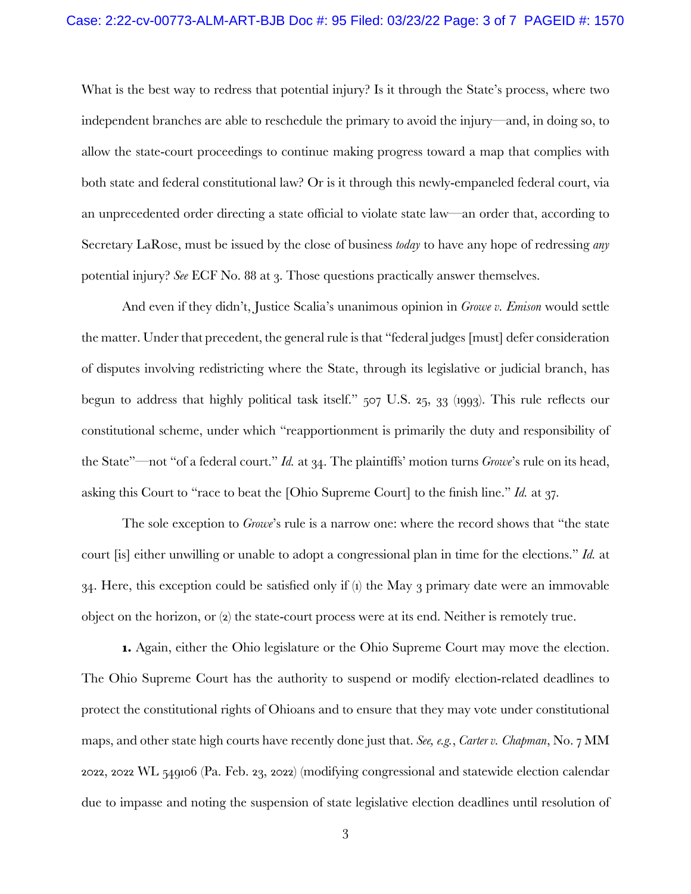What is the best way to redress that potential injury? Is it through the State's process, where two independent branches are able to reschedule the primary to avoid the injury—and, in doing so, to allow the state-court proceedings to continue making progress toward a map that complies with both state and federal constitutional law? Or is it through this newly-empaneled federal court, via an unprecedented order directing a state official to violate state law—an order that, according to Secretary LaRose, must be issued by the close of business *today* to have any hope of redressing *any* potential injury? *See* ECF No. 88 at 3. Those questions practically answer themselves.

And even if they didn't, Justice Scalia's unanimous opinion in *Growe v. Emison* would settle the matter. Under that precedent, the general rule is that "federal judges [must] defer consideration of disputes involving redistricting where the State, through its legislative or judicial branch, has begun to address that highly political task itself." 507 U.S. 25, 33 (1993). This rule reflects our constitutional scheme, under which "reapportionment is primarily the duty and responsibility of the State"—not "of a federal court." *Id.* at 34. The plaintiffs' motion turns *Growe*'s rule on its head, asking this Court to "race to beat the [Ohio Supreme Court] to the finish line." *Id.* at 37.

The sole exception to *Growe*'s rule is a narrow one: where the record shows that "the state court [is] either unwilling or unable to adopt a congressional plan in time for the elections." *Id.* at 34. Here, this exception could be satisfied only if (1) the May 3 primary date were an immovable object on the horizon, or (2) the state-court process were at its end. Neither is remotely true.

**1.** Again, either the Ohio legislature or the Ohio Supreme Court may move the election. The Ohio Supreme Court has the authority to suspend or modify election-related deadlines to protect the constitutional rights of Ohioans and to ensure that they may vote under constitutional maps, and other state high courts have recently done just that. *See, e.g.*, *Carter v. Chapman*, No. 7 MM 2022, 2022 WL 549106 (Pa. Feb. 23, 2022) (modifying congressional and statewide election calendar due to impasse and noting the suspension of state legislative election deadlines until resolution of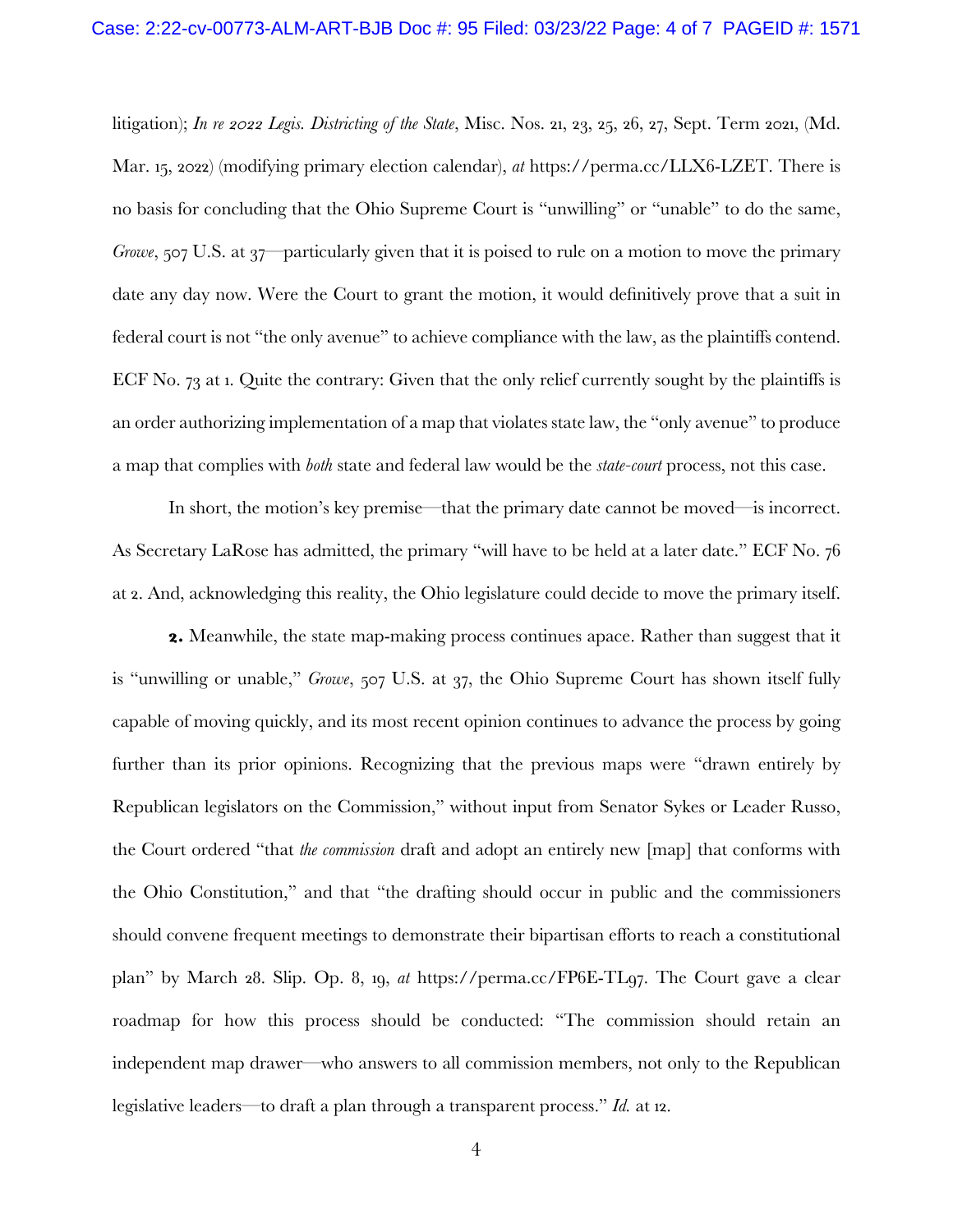litigation); *In re 2022 Legis. Districting of the State*, Misc. Nos. 21, 23, 25, 26, 27, Sept. Term 2021, (Md. Mar. 15, 2022) (modifying primary election calendar), *at* https://perma.cc/LLX6-LZET. There is no basis for concluding that the Ohio Supreme Court is "unwilling" or "unable" to do the same, *Growe*, 507 U.S. at 37—particularly given that it is poised to rule on a motion to move the primary date any day now. Were the Court to grant the motion, it would definitively prove that a suit in federal court is not "the only avenue" to achieve compliance with the law, as the plaintiffs contend. ECF No. 73 at 1. Quite the contrary: Given that the only relief currently sought by the plaintiffs is an order authorizing implementation of a map that violates state law, the "only avenue" to produce a map that complies with *both* state and federal law would be the *state-court* process, not this case.

In short, the motion's key premise—that the primary date cannot be moved—is incorrect. As Secretary LaRose has admitted, the primary "will have to be held at a later date." ECF No. 76 at 2. And, acknowledging this reality, the Ohio legislature could decide to move the primary itself.

**2.** Meanwhile, the state map-making process continues apace. Rather than suggest that it is "unwilling or unable," *Growe*, 507 U.S. at 37, the Ohio Supreme Court has shown itself fully capable of moving quickly, and its most recent opinion continues to advance the process by going further than its prior opinions. Recognizing that the previous maps were "drawn entirely by Republican legislators on the Commission," without input from Senator Sykes or Leader Russo, the Court ordered "that *the commission* draft and adopt an entirely new [map] that conforms with the Ohio Constitution," and that "the drafting should occur in public and the commissioners should convene frequent meetings to demonstrate their bipartisan efforts to reach a constitutional plan" by March 28. Slip. Op. 8, 19, *at* https://perma.cc/FP6E-TL97. The Court gave a clear roadmap for how this process should be conducted: "The commission should retain an independent map drawer—who answers to all commission members, not only to the Republican legislative leaders—to draft a plan through a transparent process." *Id.* at 12.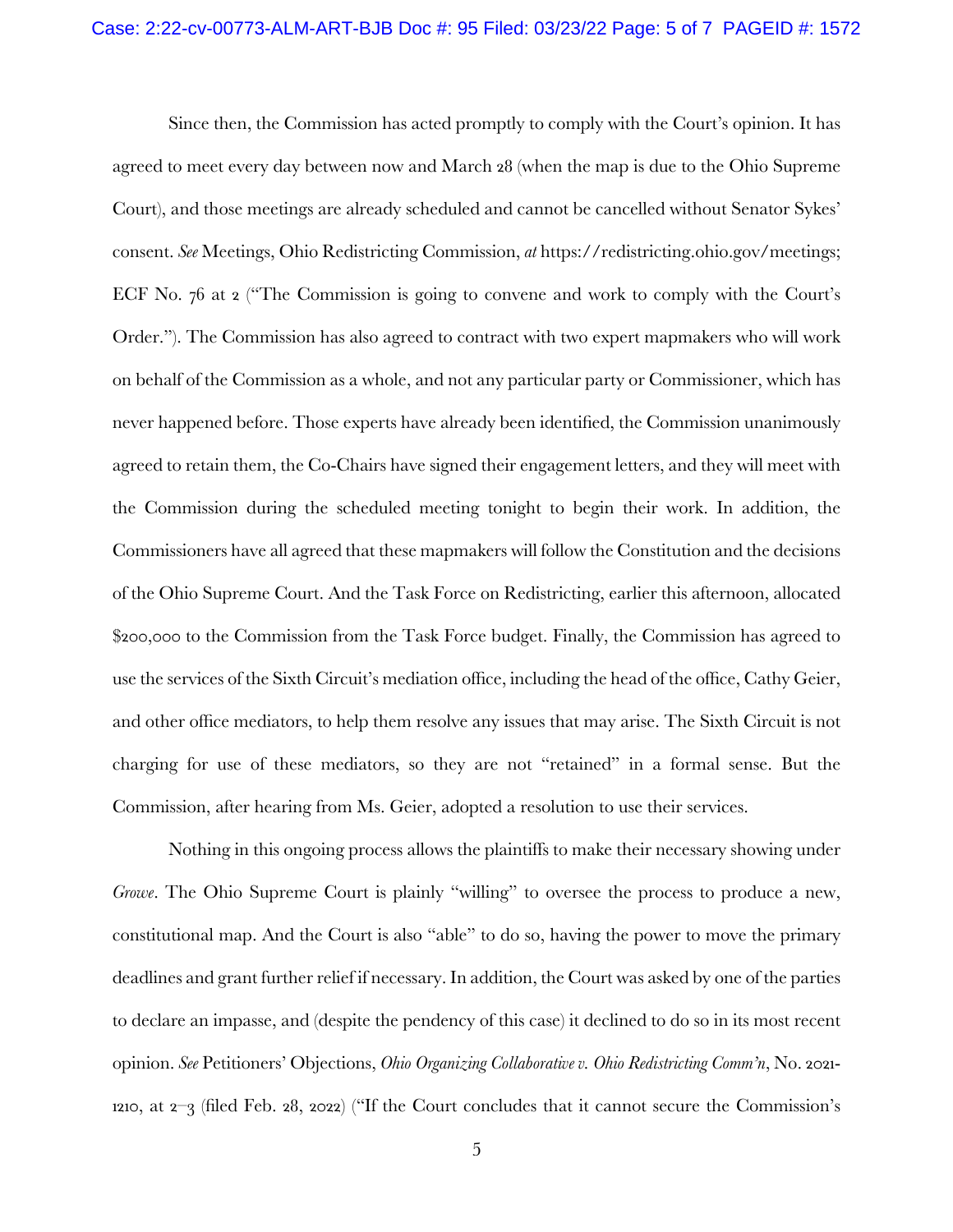Since then, the Commission has acted promptly to comply with the Court's opinion. It has agreed to meet every day between now and March 28 (when the map is due to the Ohio Supreme Court), and those meetings are already scheduled and cannot be cancelled without Senator Sykes' consent. *See* Meetings, Ohio Redistricting Commission, *at* https://redistricting.ohio.gov/meetings; ECF No. 76 at 2 ("The Commission is going to convene and work to comply with the Court's Order."). The Commission has also agreed to contract with two expert mapmakers who will work on behalf of the Commission as a whole, and not any particular party or Commissioner, which has never happened before. Those experts have already been identified, the Commission unanimously agreed to retain them, the Co-Chairs have signed their engagement letters, and they will meet with the Commission during the scheduled meeting tonight to begin their work. In addition, the Commissioners have all agreed that these mapmakers will follow the Constitution and the decisions of the Ohio Supreme Court. And the Task Force on Redistricting, earlier this afternoon, allocated $200,000 to the Commission from the Task Force budget. Finally, the Commission has agreed to use the services of the Sixth Circuit's mediation office, including the head of the office, Cathy Geier, and other office mediators, to help them resolve any issues that may arise. The Sixth Circuit is not charging for use of these mediators, so they are not "retained" in a formal sense. But the Commission, after hearing from Ms. Geier, adopted a resolution to use their services.

Nothing in this ongoing process allows the plaintiffs to make their necessary showing under *Growe*. The Ohio Supreme Court is plainly "willing" to oversee the process to produce a new, constitutional map. And the Court is also "able" to do so, having the power to move the primary deadlines and grant further relief if necessary. In addition, the Court was asked by one of the parties to declare an impasse, and (despite the pendency of this case) it declined to do so in its most recent opinion. *See* Petitioners' Objections, *Ohio Organizing Collaborative v. Ohio Redistricting Comm'n*, No. 2021-1210, at 2–3 (filed Feb. 28, 2022) ("If the Court concludes that it cannot secure the Commission's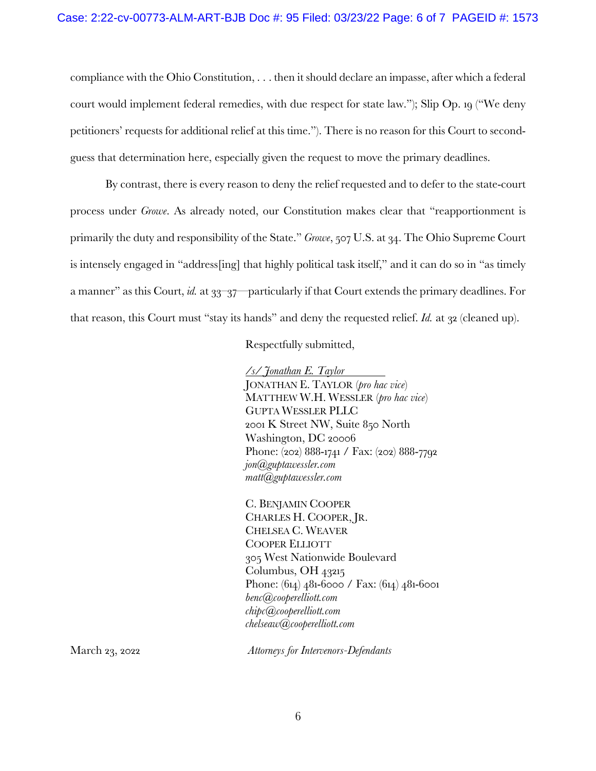compliance with the Ohio Constitution, . . . then it should declare an impasse, after which a federal court would implement federal remedies, with due respect for state law."); Slip Op. 19 ("We deny petitioners' requests for additional relief at this time."). There is no reason for this Court to second-guess that determination here, especially given the request to move the primary deadlines.

By contrast, there is every reason to deny the relief requested and to defer to the state-court process under *Growe*. As already noted, our Constitution makes clear that "reapportionment is primarily the duty and responsibility of the State." *Growe*, 507 U.S. at 34. The Ohio Supreme Court is intensely engaged in "address[ing] that highly political task itself," and it can do so in "as timely a manner" as this Court, *id.* at 33–37—particularly if that Court extends the primary deadlines. For that reason, this Court must "stay its hands" and deny the requested relief. *Id.* at 32 (cleaned up).

Respectfully submitted,

*/s/ Jonathan E. Taylor*
JONATHAN E. TAYLOR (*pro hac vice*)
MATTHEW W.H. WESSLER (*pro hac vice*)
GUPTA WESSLER PLLC
2001 K Street NW, Suite 850 North
Washington, DC 20006
Phone: (202) 888-1741 / Fax: (202) 888-7792
*jon@guptawessler.com*
*matt@guptawessler.com*

C. BENJAMIN COOPER
CHARLES H. COOPER, JR.
CHELSEA C. WEAVER
COOPER ELLIOTT
305 West Nationwide Boulevard
Columbus, OH 43215
Phone: (614) 481-6000 / Fax: (614) 481-6001
*benc@cooperelliott.com*
*chipc@cooperelliott.com*
*chelseaw@cooperelliott.com*

March 23, 2022

*Attorneys for Intervenors-Defendants*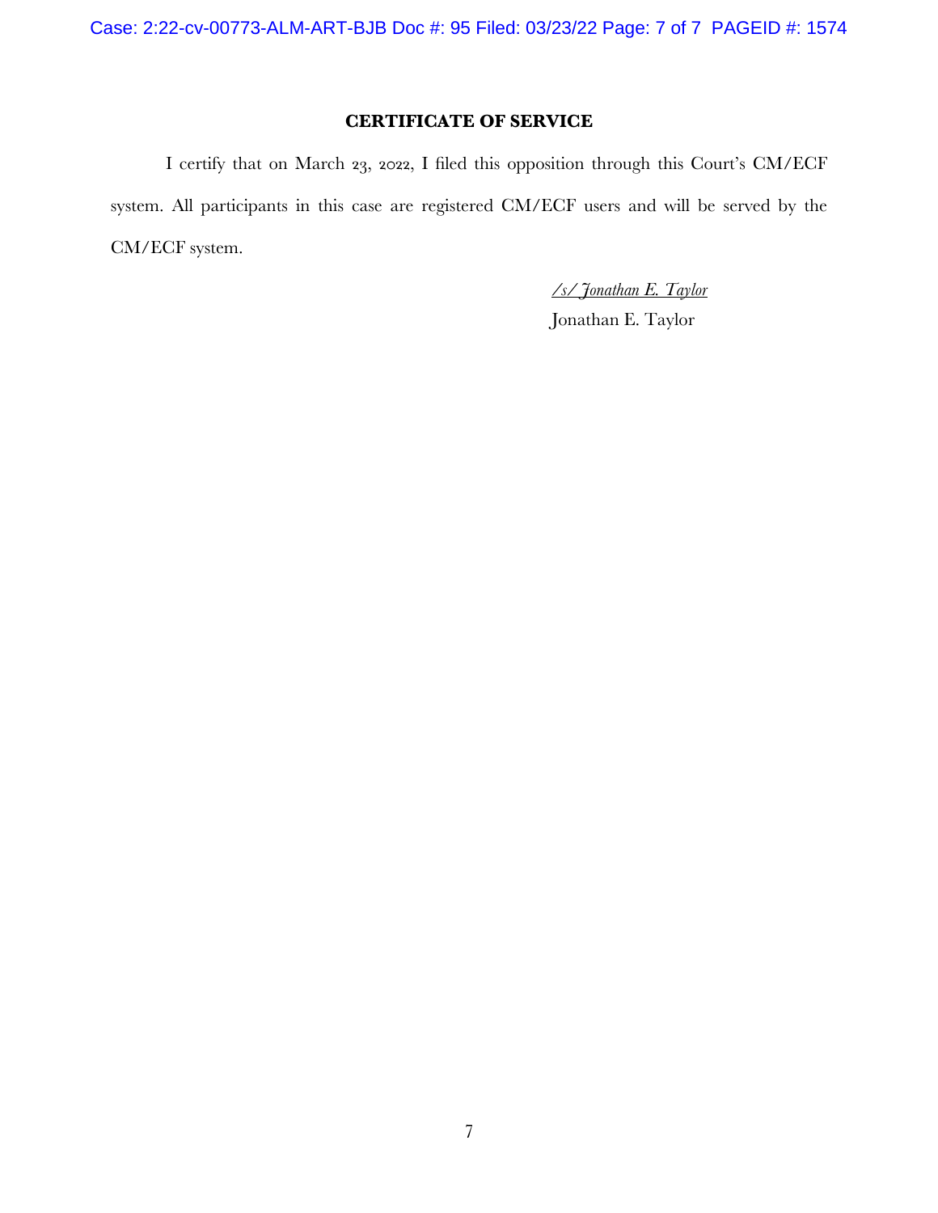## CERTIFICATE OF SERVICE

I certify that on March 23, 2022, I filed this opposition through this Court's CM/ECF system. All participants in this case are registered CM/ECF users and will be served by the CM/ECF system.

*/s/ Jonathan E. Taylor*
Jonathan E. Taylor